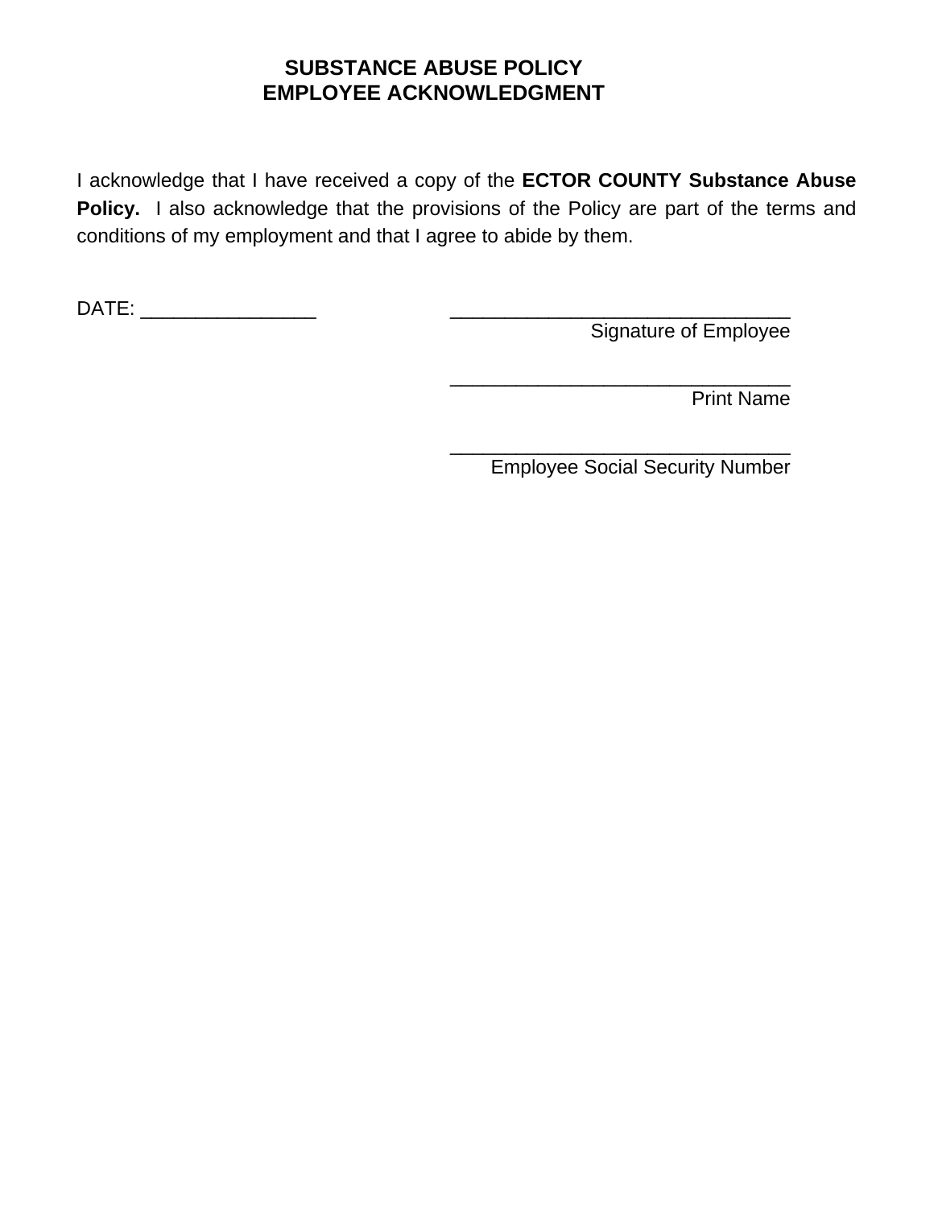# SUBSTANCE ABUSE POLICY
# EMPLOYEE ACKNOWLEDGMENT

I acknowledge that I have received a copy of the **ECTOR COUNTY Substance Abuse Policy.** I also acknowledge that the provisions of the Policy are part of the terms and conditions of my employment and that I agree to abide by them.

DATE: ________________

_______________________________
Signature of Employee

_______________________________
Print Name

_______________________________
Employee Social Security Number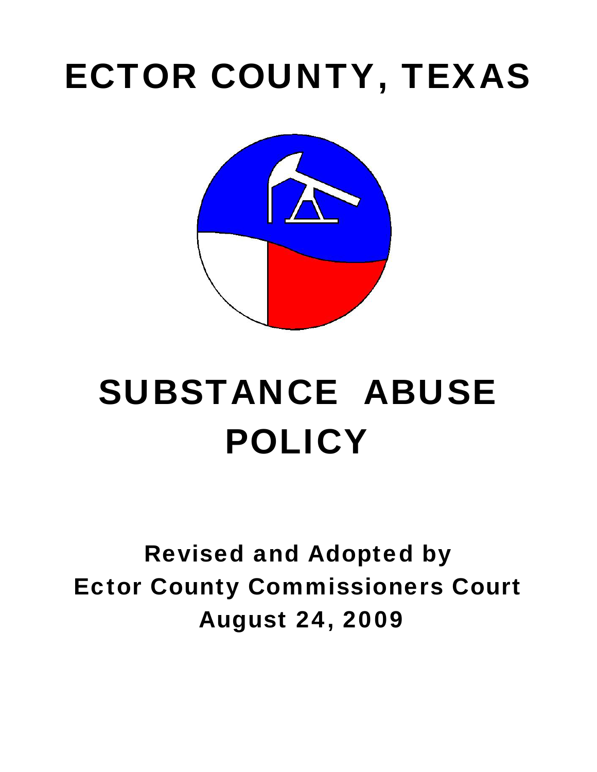# ECTOR COUNTY, TEXAS

# SUBSTANCE ABUSE POLICY

**Revised and Adopted by**
**Ector County Commissioners Court**
**August 24, 2009**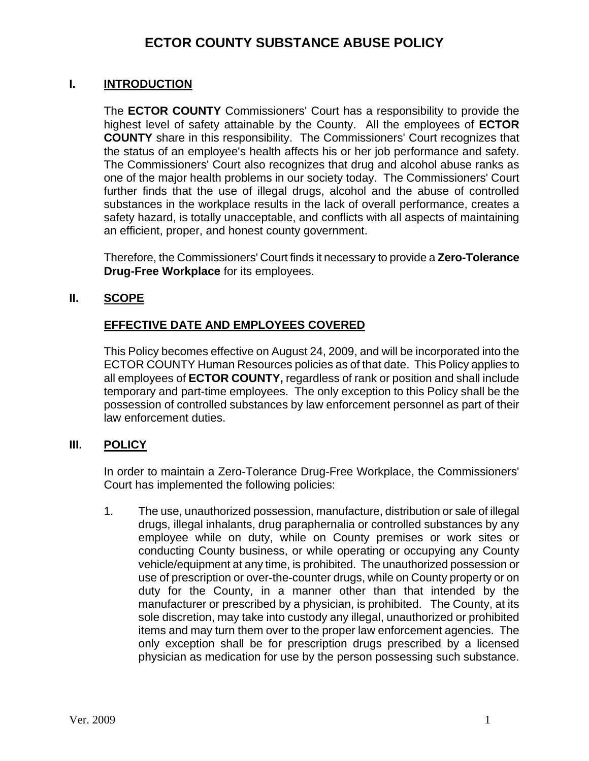# ECTOR COUNTY SUBSTANCE ABUSE POLICY

## I. INTRODUCTION

The **ECTOR COUNTY** Commissioners' Court has a responsibility to provide the highest level of safety attainable by the County. All the employees of **ECTOR COUNTY** share in this responsibility. The Commissioners' Court recognizes that the status of an employee's health affects his or her job performance and safety. The Commissioners' Court also recognizes that drug and alcohol abuse ranks as one of the major health problems in our society today. The Commissioners' Court further finds that the use of illegal drugs, alcohol and the abuse of controlled substances in the workplace results in the lack of overall performance, creates a safety hazard, is totally unacceptable, and conflicts with all aspects of maintaining an efficient, proper, and honest county government.

Therefore, the Commissioners' Court finds it necessary to provide a **Zero-Tolerance Drug-Free Workplace** for its employees.

## II. SCOPE

### EFFECTIVE DATE AND EMPLOYEES COVERED

This Policy becomes effective on August 24, 2009, and will be incorporated into the ECTOR COUNTY Human Resources policies as of that date. This Policy applies to all employees of **ECTOR COUNTY,** regardless of rank or position and shall include temporary and part-time employees. The only exception to this Policy shall be the possession of controlled substances by law enforcement personnel as part of their law enforcement duties.

## III. POLICY

In order to maintain a Zero-Tolerance Drug-Free Workplace, the Commissioners' Court has implemented the following policies:

1. The use, unauthorized possession, manufacture, distribution or sale of illegal drugs, illegal inhalants, drug paraphernalia or controlled substances by any employee while on duty, while on County premises or work sites or conducting County business, or while operating or occupying any County vehicle/equipment at any time, is prohibited. The unauthorized possession or use of prescription or over-the-counter drugs, while on County property or on duty for the County, in a manner other than that intended by the manufacturer or prescribed by a physician, is prohibited. The County, at its sole discretion, may take into custody any illegal, unauthorized or prohibited items and may turn them over to the proper law enforcement agencies. The only exception shall be for prescription drugs prescribed by a licensed physician as medication for use by the person possessing such substance.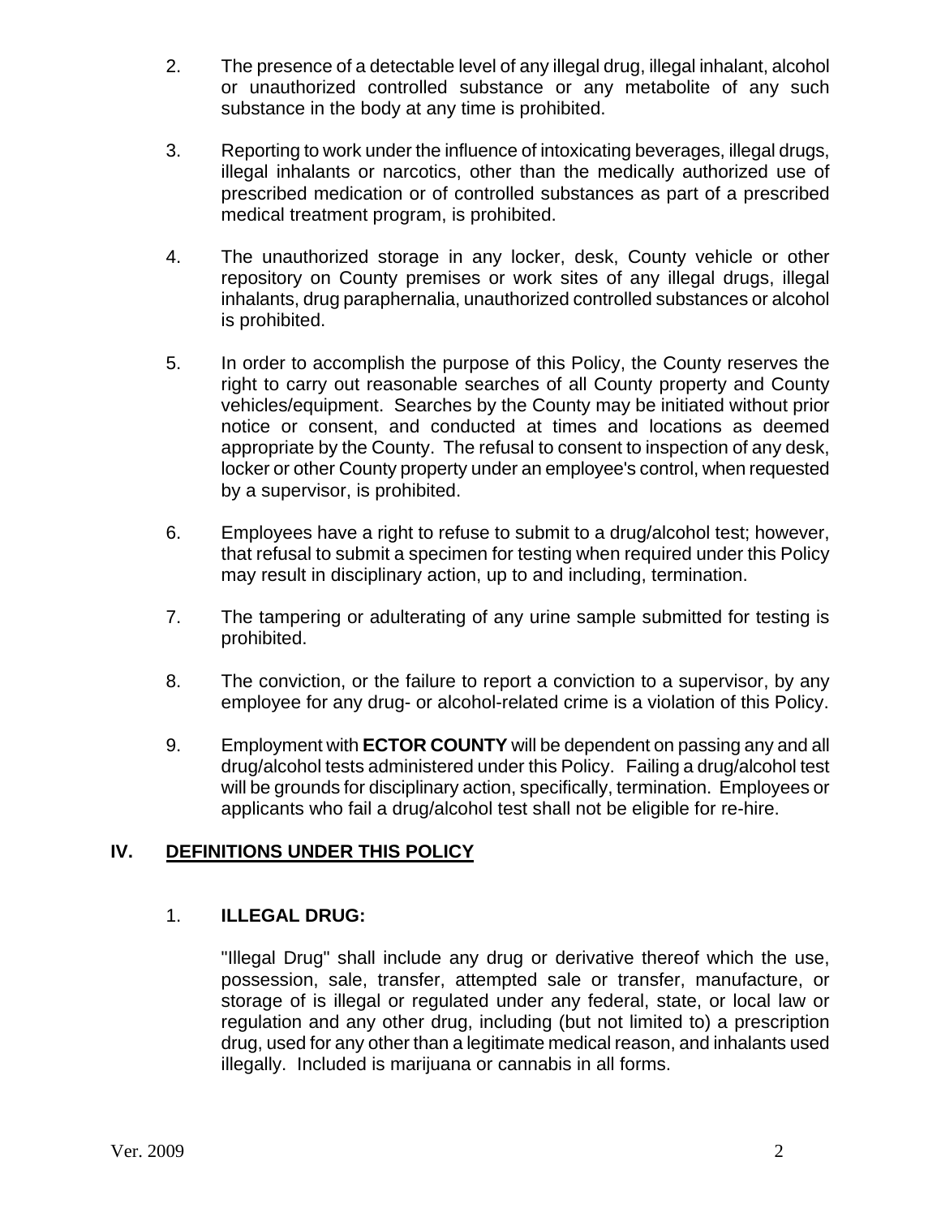2. The presence of a detectable level of any illegal drug, illegal inhalant, alcohol or unauthorized controlled substance or any metabolite of any such substance in the body at any time is prohibited.

3. Reporting to work under the influence of intoxicating beverages, illegal drugs, illegal inhalants or narcotics, other than the medically authorized use of prescribed medication or of controlled substances as part of a prescribed medical treatment program, is prohibited.

4. The unauthorized storage in any locker, desk, County vehicle or other repository on County premises or work sites of any illegal drugs, illegal inhalants, drug paraphernalia, unauthorized controlled substances or alcohol is prohibited.

5. In order to accomplish the purpose of this Policy, the County reserves the right to carry out reasonable searches of all County property and County vehicles/equipment. Searches by the County may be initiated without prior notice or consent, and conducted at times and locations as deemed appropriate by the County. The refusal to consent to inspection of any desk, locker or other County property under an employee's control, when requested by a supervisor, is prohibited.

6. Employees have a right to refuse to submit to a drug/alcohol test; however, that refusal to submit a specimen for testing when required under this Policy may result in disciplinary action, up to and including, termination.

7. The tampering or adulterating of any urine sample submitted for testing is prohibited.

8. The conviction, or the failure to report a conviction to a supervisor, by any employee for any drug- or alcohol-related crime is a violation of this Policy.

9. Employment with **ECTOR COUNTY** will be dependent on passing any and all drug/alcohol tests administered under this Policy. Failing a drug/alcohol test will be grounds for disciplinary action, specifically, termination. Employees or applicants who fail a drug/alcohol test shall not be eligible for re-hire.

## IV. DEFINITIONS UNDER THIS POLICY

### 1. ILLEGAL DRUG:

"Illegal Drug" shall include any drug or derivative thereof which the use, possession, sale, transfer, attempted sale or transfer, manufacture, or storage of is illegal or regulated under any federal, state, or local law or regulation and any other drug, including (but not limited to) a prescription drug, used for any other than a legitimate medical reason, and inhalants used illegally. Included is marijuana or cannabis in all forms.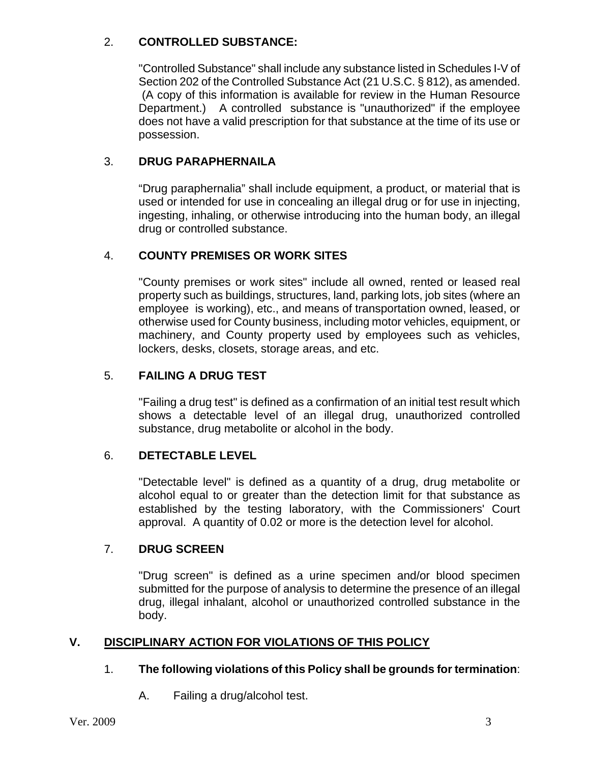2. **CONTROLLED SUBSTANCE:**

"Controlled Substance" shall include any substance listed in Schedules I-V of Section 202 of the Controlled Substance Act (21 U.S.C. § 812), as amended. (A copy of this information is available for review in the Human Resource Department.) A controlled substance is "unauthorized" if the employee does not have a valid prescription for that substance at the time of its use or possession.

3. **DRUG PARAPHERNAILA**

"Drug paraphernalia" shall include equipment, a product, or material that is used or intended for use in concealing an illegal drug or for use in injecting, ingesting, inhaling, or otherwise introducing into the human body, an illegal drug or controlled substance.

4. **COUNTY PREMISES OR WORK SITES**

"County premises or work sites" include all owned, rented or leased real property such as buildings, structures, land, parking lots, job sites (where an employee is working), etc., and means of transportation owned, leased, or otherwise used for County business, including motor vehicles, equipment, or machinery, and County property used by employees such as vehicles, lockers, desks, closets, storage areas, and etc.

5. **FAILING A DRUG TEST**

"Failing a drug test" is defined as a confirmation of an initial test result which shows a detectable level of an illegal drug, unauthorized controlled substance, drug metabolite or alcohol in the body.

6. **DETECTABLE LEVEL**

"Detectable level" is defined as a quantity of a drug, drug metabolite or alcohol equal to or greater than the detection limit for that substance as established by the testing laboratory, with the Commissioners' Court approval. A quantity of 0.02 or more is the detection level for alcohol.

7. **DRUG SCREEN**

"Drug screen" is defined as a urine specimen and/or blood specimen submitted for the purpose of analysis to determine the presence of an illegal drug, illegal inhalant, alcohol or unauthorized controlled substance in the body.

## V. DISCIPLINARY ACTION FOR VIOLATIONS OF THIS POLICY

1. **The following violations of this Policy shall be grounds for termination**:

   A. Failing a drug/alcohol test.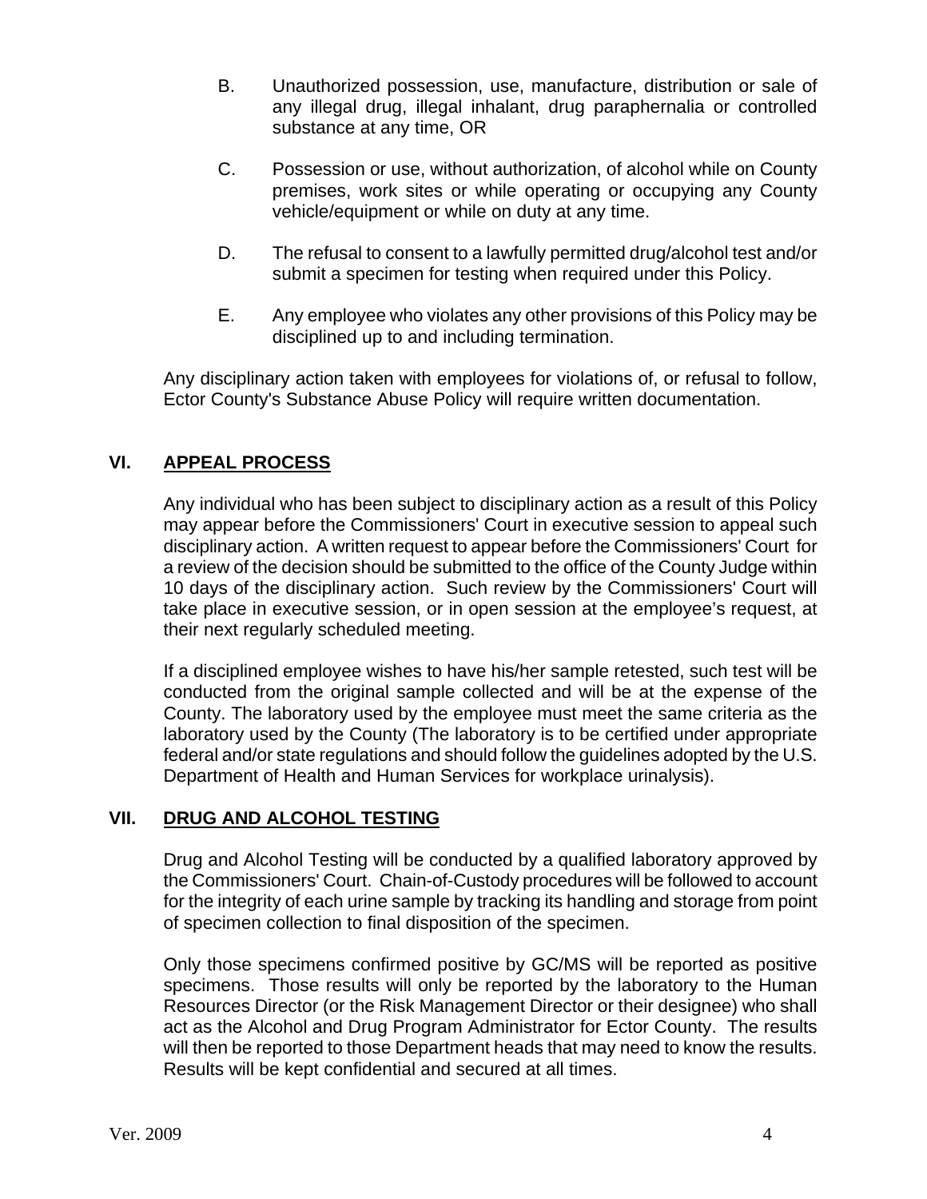B. Unauthorized possession, use, manufacture, distribution or sale of any illegal drug, illegal inhalant, drug paraphernalia or controlled substance at any time, OR

C. Possession or use, without authorization, of alcohol while on County premises, work sites or while operating or occupying any County vehicle/equipment or while on duty at any time.

D. The refusal to consent to a lawfully permitted drug/alcohol test and/or submit a specimen for testing when required under this Policy.

E. Any employee who violates any other provisions of this Policy may be disciplined up to and including termination.

Any disciplinary action taken with employees for violations of, or refusal to follow, Ector County's Substance Abuse Policy will require written documentation.

## VI. APPEAL PROCESS

Any individual who has been subject to disciplinary action as a result of this Policy may appear before the Commissioners' Court in executive session to appeal such disciplinary action. A written request to appear before the Commissioners' Court for a review of the decision should be submitted to the office of the County Judge within 10 days of the disciplinary action. Such review by the Commissioners' Court will take place in executive session, or in open session at the employee's request, at their next regularly scheduled meeting.

If a disciplined employee wishes to have his/her sample retested, such test will be conducted from the original sample collected and will be at the expense of the County. The laboratory used by the employee must meet the same criteria as the laboratory used by the County (The laboratory is to be certified under appropriate federal and/or state regulations and should follow the guidelines adopted by the U.S. Department of Health and Human Services for workplace urinalysis).

## VII. DRUG AND ALCOHOL TESTING

Drug and Alcohol Testing will be conducted by a qualified laboratory approved by the Commissioners' Court. Chain-of-Custody procedures will be followed to account for the integrity of each urine sample by tracking its handling and storage from point of specimen collection to final disposition of the specimen.

Only those specimens confirmed positive by GC/MS will be reported as positive specimens. Those results will only be reported by the laboratory to the Human Resources Director (or the Risk Management Director or their designee) who shall act as the Alcohol and Drug Program Administrator for Ector County. The results will then be reported to those Department heads that may need to know the results. Results will be kept confidential and secured at all times.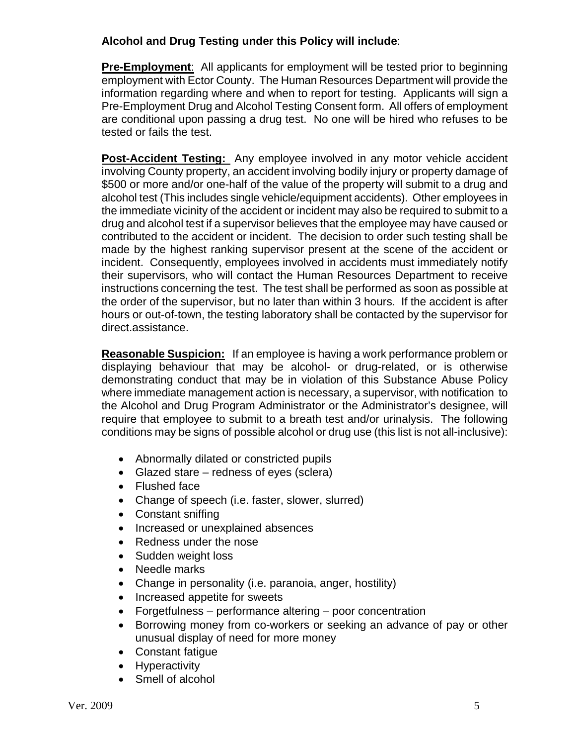**Alcohol and Drug Testing under this Policy will include**:

**Pre-Employment**: All applicants for employment will be tested prior to beginning employment with Ector County. The Human Resources Department will provide the information regarding where and when to report for testing. Applicants will sign a Pre-Employment Drug and Alcohol Testing Consent form. All offers of employment are conditional upon passing a drug test. No one will be hired who refuses to be tested or fails the test.

**Post-Accident Testing:** Any employee involved in any motor vehicle accident involving County property, an accident involving bodily injury or property damage of $500 or more and/or one-half of the value of the property will submit to a drug and alcohol test (This includes single vehicle/equipment accidents). Other employees in the immediate vicinity of the accident or incident may also be required to submit to a drug and alcohol test if a supervisor believes that the employee may have caused or contributed to the accident or incident. The decision to order such testing shall be made by the highest ranking supervisor present at the scene of the accident or incident. Consequently, employees involved in accidents must immediately notify their supervisors, who will contact the Human Resources Department to receive instructions concerning the test. The test shall be performed as soon as possible at the order of the supervisor, but no later than within 3 hours. If the accident is after hours or out-of-town, the testing laboratory shall be contacted by the supervisor for direct.assistance.

**Reasonable Suspicion:** If an employee is having a work performance problem or displaying behaviour that may be alcohol- or drug-related, or is otherwise demonstrating conduct that may be in violation of this Substance Abuse Policy where immediate management action is necessary, a supervisor, with notification to the Alcohol and Drug Program Administrator or the Administrator's designee, will require that employee to submit to a breath test and/or urinalysis. The following conditions may be signs of possible alcohol or drug use (this list is not all-inclusive):

- Abnormally dilated or constricted pupils
- Glazed stare – redness of eyes (sclera)
- Flushed face
- Change of speech (i.e. faster, slower, slurred)
- Constant sniffing
- Increased or unexplained absences
- Redness under the nose
- Sudden weight loss
- Needle marks
- Change in personality (i.e. paranoia, anger, hostility)
- Increased appetite for sweets
- Forgetfulness – performance altering – poor concentration
- Borrowing money from co-workers or seeking an advance of pay or other unusual display of need for more money
- Constant fatigue
- Hyperactivity
- Smell of alcohol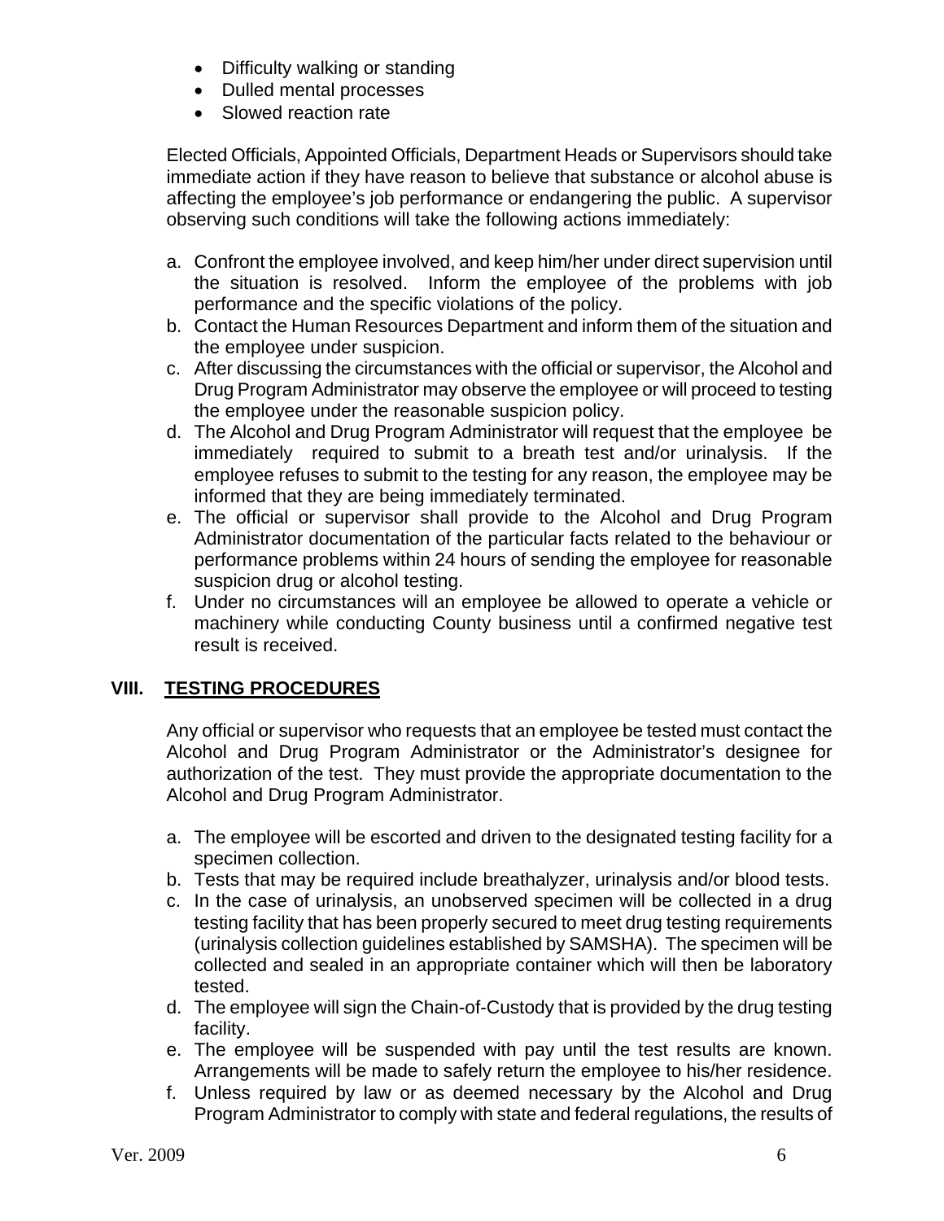- Difficulty walking or standing
- Dulled mental processes
- Slowed reaction rate

Elected Officials, Appointed Officials, Department Heads or Supervisors should take immediate action if they have reason to believe that substance or alcohol abuse is affecting the employee's job performance or endangering the public. A supervisor observing such conditions will take the following actions immediately:

a. Confront the employee involved, and keep him/her under direct supervision until the situation is resolved. Inform the employee of the problems with job performance and the specific violations of the policy.
b. Contact the Human Resources Department and inform them of the situation and the employee under suspicion.
c. After discussing the circumstances with the official or supervisor, the Alcohol and Drug Program Administrator may observe the employee or will proceed to testing the employee under the reasonable suspicion policy.
d. The Alcohol and Drug Program Administrator will request that the employee be immediately required to submit to a breath test and/or urinalysis. If the employee refuses to submit to the testing for any reason, the employee may be informed that they are being immediately terminated.
e. The official or supervisor shall provide to the Alcohol and Drug Program Administrator documentation of the particular facts related to the behaviour or performance problems within 24 hours of sending the employee for reasonable suspicion drug or alcohol testing.
f. Under no circumstances will an employee be allowed to operate a vehicle or machinery while conducting County business until a confirmed negative test result is received.

## VIII. TESTING PROCEDURES

Any official or supervisor who requests that an employee be tested must contact the Alcohol and Drug Program Administrator or the Administrator's designee for authorization of the test. They must provide the appropriate documentation to the Alcohol and Drug Program Administrator.

a. The employee will be escorted and driven to the designated testing facility for a specimen collection.
b. Tests that may be required include breathalyzer, urinalysis and/or blood tests.
c. In the case of urinalysis, an unobserved specimen will be collected in a drug testing facility that has been properly secured to meet drug testing requirements (urinalysis collection guidelines established by SAMSHA). The specimen will be collected and sealed in an appropriate container which will then be laboratory tested.
d. The employee will sign the Chain-of-Custody that is provided by the drug testing facility.
e. The employee will be suspended with pay until the test results are known. Arrangements will be made to safely return the employee to his/her residence.
f. Unless required by law or as deemed necessary by the Alcohol and Drug Program Administrator to comply with state and federal regulations, the results of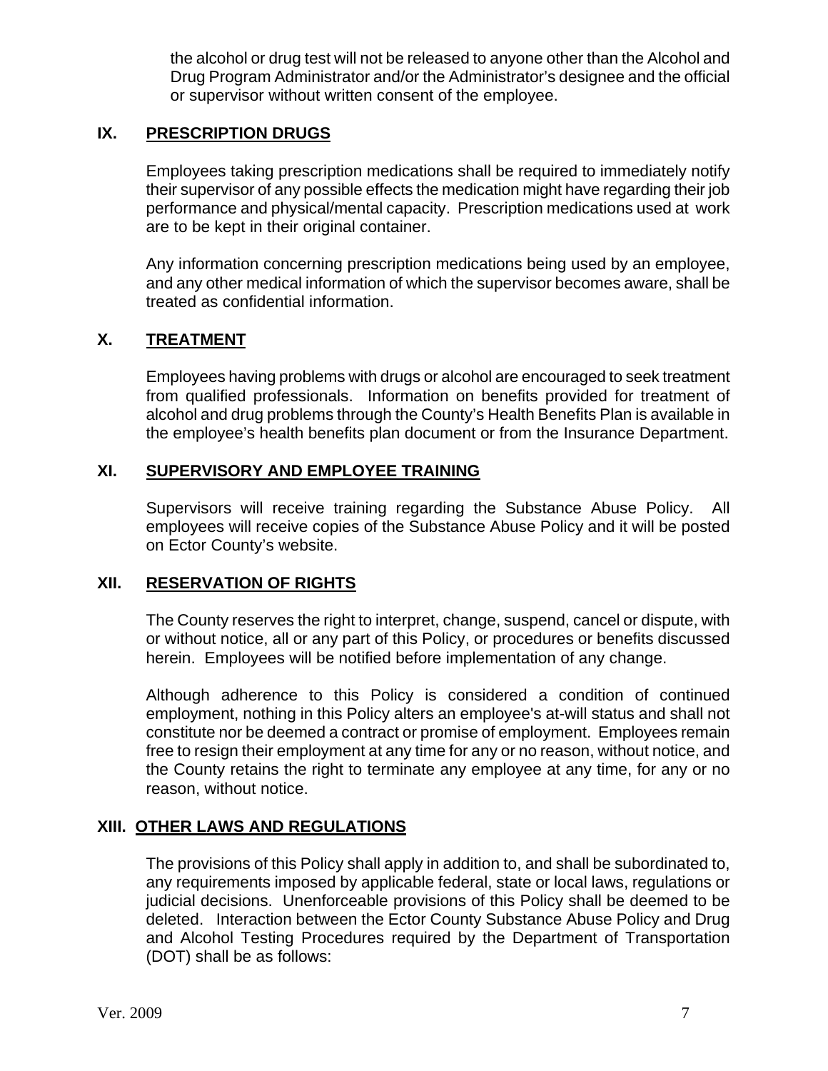the alcohol or drug test will not be released to anyone other than the Alcohol and Drug Program Administrator and/or the Administrator's designee and the official or supervisor without written consent of the employee.

## IX. PRESCRIPTION DRUGS

Employees taking prescription medications shall be required to immediately notify their supervisor of any possible effects the medication might have regarding their job performance and physical/mental capacity. Prescription medications used at work are to be kept in their original container.

Any information concerning prescription medications being used by an employee, and any other medical information of which the supervisor becomes aware, shall be treated as confidential information.

## X. TREATMENT

Employees having problems with drugs or alcohol are encouraged to seek treatment from qualified professionals. Information on benefits provided for treatment of alcohol and drug problems through the County's Health Benefits Plan is available in the employee's health benefits plan document or from the Insurance Department.

## XI. SUPERVISORY AND EMPLOYEE TRAINING

Supervisors will receive training regarding the Substance Abuse Policy. All employees will receive copies of the Substance Abuse Policy and it will be posted on Ector County's website.

## XII. RESERVATION OF RIGHTS

The County reserves the right to interpret, change, suspend, cancel or dispute, with or without notice, all or any part of this Policy, or procedures or benefits discussed herein. Employees will be notified before implementation of any change.

Although adherence to this Policy is considered a condition of continued employment, nothing in this Policy alters an employee's at-will status and shall not constitute nor be deemed a contract or promise of employment. Employees remain free to resign their employment at any time for any or no reason, without notice, and the County retains the right to terminate any employee at any time, for any or no reason, without notice.

## XIII. OTHER LAWS AND REGULATIONS

The provisions of this Policy shall apply in addition to, and shall be subordinated to, any requirements imposed by applicable federal, state or local laws, regulations or judicial decisions. Unenforceable provisions of this Policy shall be deemed to be deleted. Interaction between the Ector County Substance Abuse Policy and Drug and Alcohol Testing Procedures required by the Department of Transportation (DOT) shall be as follows: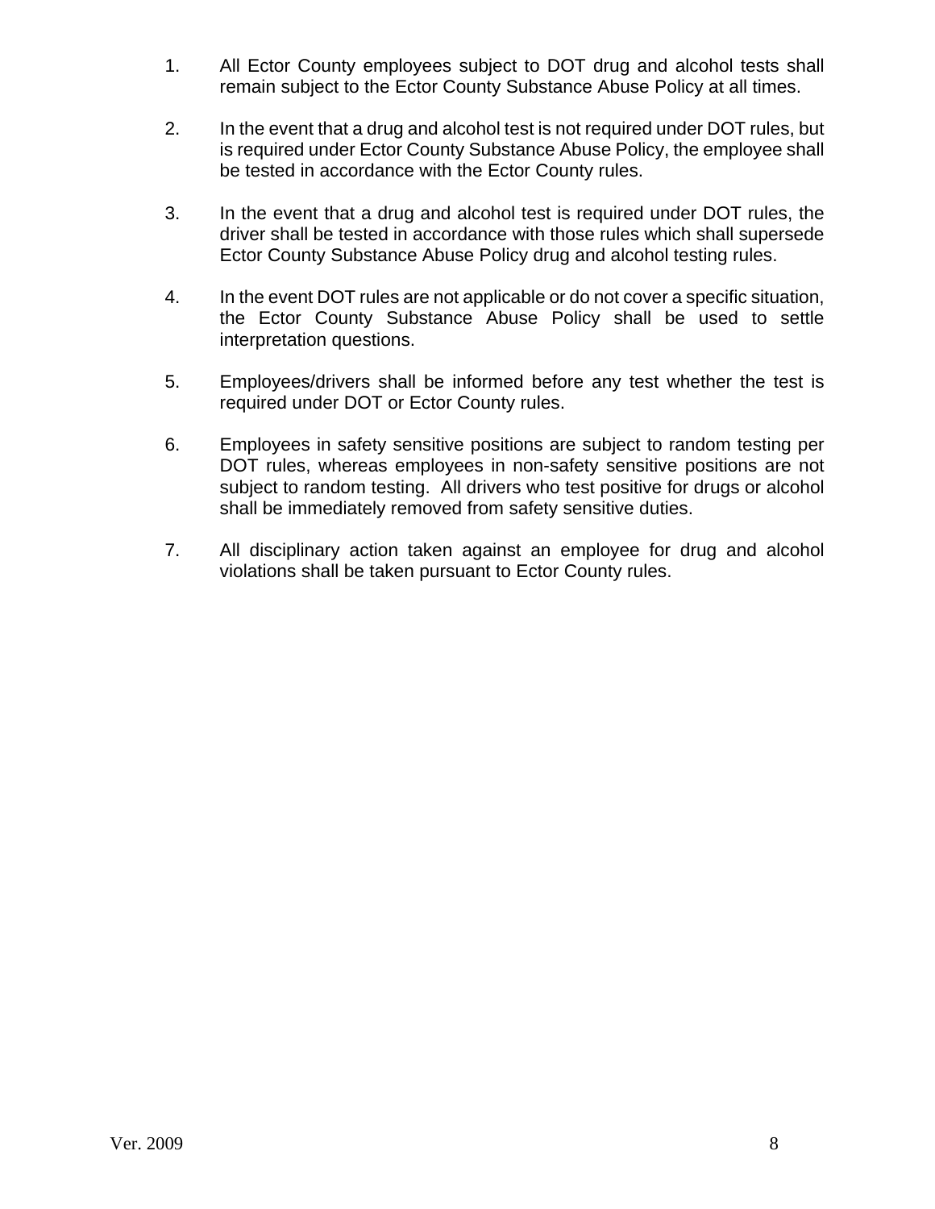1. All Ector County employees subject to DOT drug and alcohol tests shall remain subject to the Ector County Substance Abuse Policy at all times.

2. In the event that a drug and alcohol test is not required under DOT rules, but is required under Ector County Substance Abuse Policy, the employee shall be tested in accordance with the Ector County rules.

3. In the event that a drug and alcohol test is required under DOT rules, the driver shall be tested in accordance with those rules which shall supersede Ector County Substance Abuse Policy drug and alcohol testing rules.

4. In the event DOT rules are not applicable or do not cover a specific situation, the Ector County Substance Abuse Policy shall be used to settle interpretation questions.

5. Employees/drivers shall be informed before any test whether the test is required under DOT or Ector County rules.

6. Employees in safety sensitive positions are subject to random testing per DOT rules, whereas employees in non-safety sensitive positions are not subject to random testing. All drivers who test positive for drugs or alcohol shall be immediately removed from safety sensitive duties.

7. All disciplinary action taken against an employee for drug and alcohol violations shall be taken pursuant to Ector County rules.